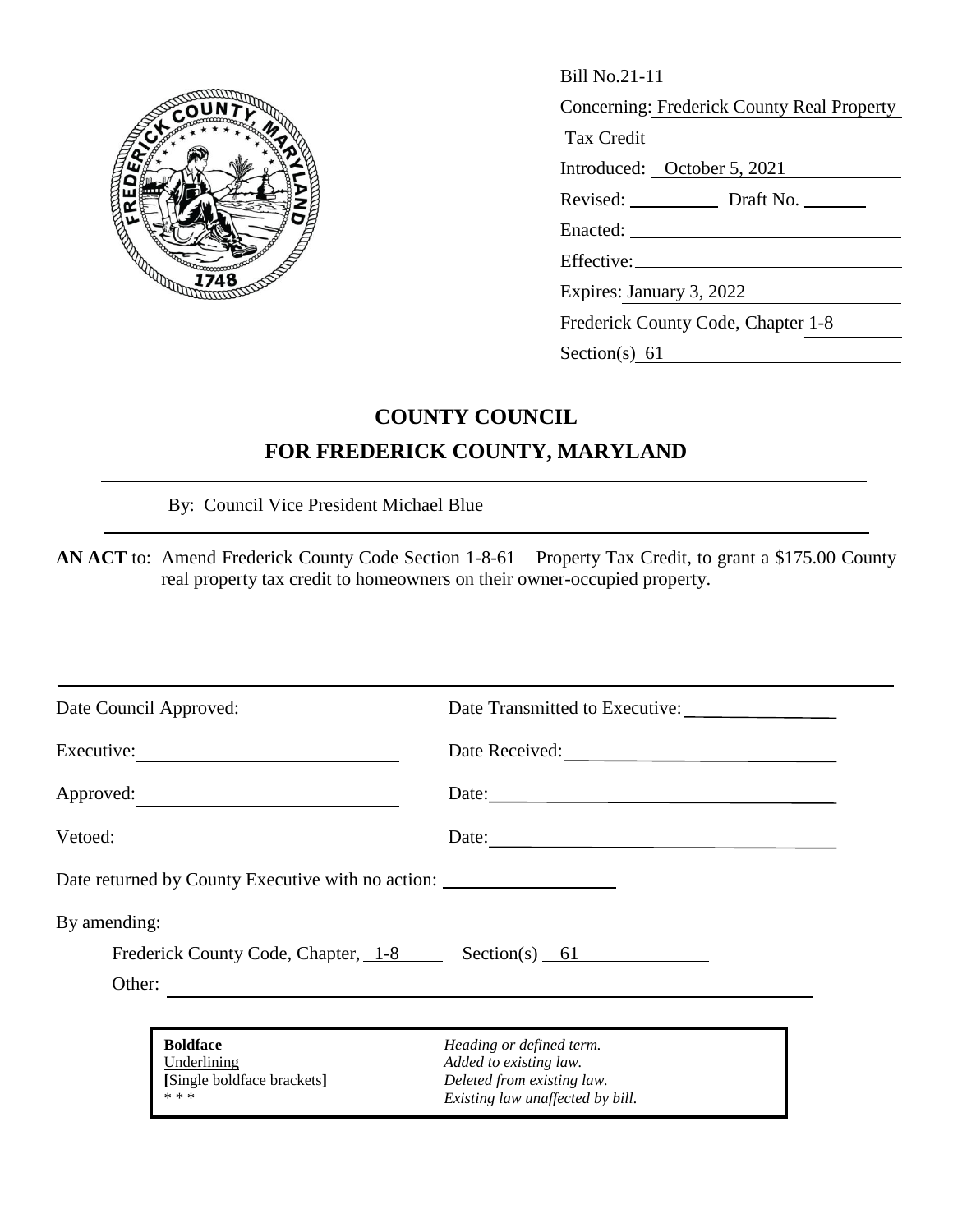Bill No.21-11

Concerning: Frederick County Real Property Tax Credit

Introduced: October 5, 2021

Revised: __________ Draft No. _______

Enacted: ______________________________

Effective: ______________________________

Expires: January 3, 2022

Frederick County Code, Chapter 1-8

Section(s) 61

# COUNTY COUNCIL

# FOR FREDERICK COUNTY, MARYLAND

By: Council Vice President Michael Blue

**AN ACT** to: Amend Frederick County Code Section 1-8-61 – Property Tax Credit, to grant a $175.00 County real property tax credit to homeowners on their owner-occupied property.

Date Council Approved: ________________ Date Transmitted to Executive: ________________

Executive: ____________________________ Date Received: ____________________________

Approved: ____________________________ Date: ____________________________

Vetoed: ____________________________ Date: ____________________________

Date returned by County Executive with no action: __________________

By amending:

Frederick County Code, Chapter, 1-8 Section(s) 61

Other: ____________________________________________

| | |
|---|---|
| **Boldface** | *Heading or defined term.* |
| Underlining | *Added to existing law.* |
| **[**Single boldface brackets**]** | *Deleted from existing law.* |
| * * * | *Existing law unaffected by bill.* |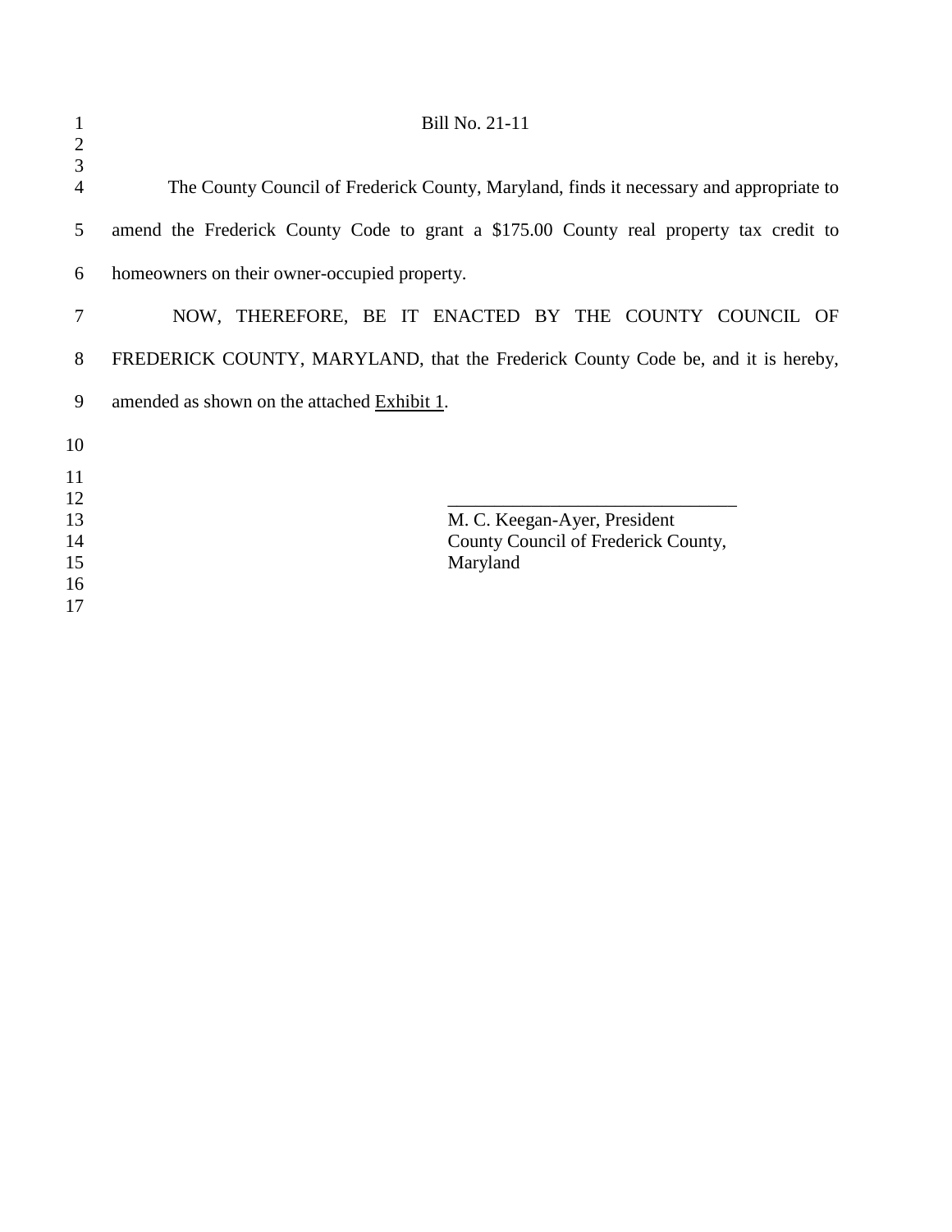Bill No. 21-11

The County Council of Frederick County, Maryland, finds it necessary and appropriate to amend the Frederick County Code to grant a $175.00 County real property tax credit to homeowners on their owner-occupied property.

NOW, THEREFORE, BE IT ENACTED BY THE COUNTY COUNCIL OF FREDERICK COUNTY, MARYLAND, that the Frederick County Code be, and it is hereby, amended as shown on the attached Exhibit 1.

\_\_\_\_\_\_\_\_\_\_\_\_\_\_\_\_\_\_\_\_\_\_\_\_\_\_\_\_\_\_\_\_

M. C. Keegan-Ayer, President
County Council of Frederick County, Maryland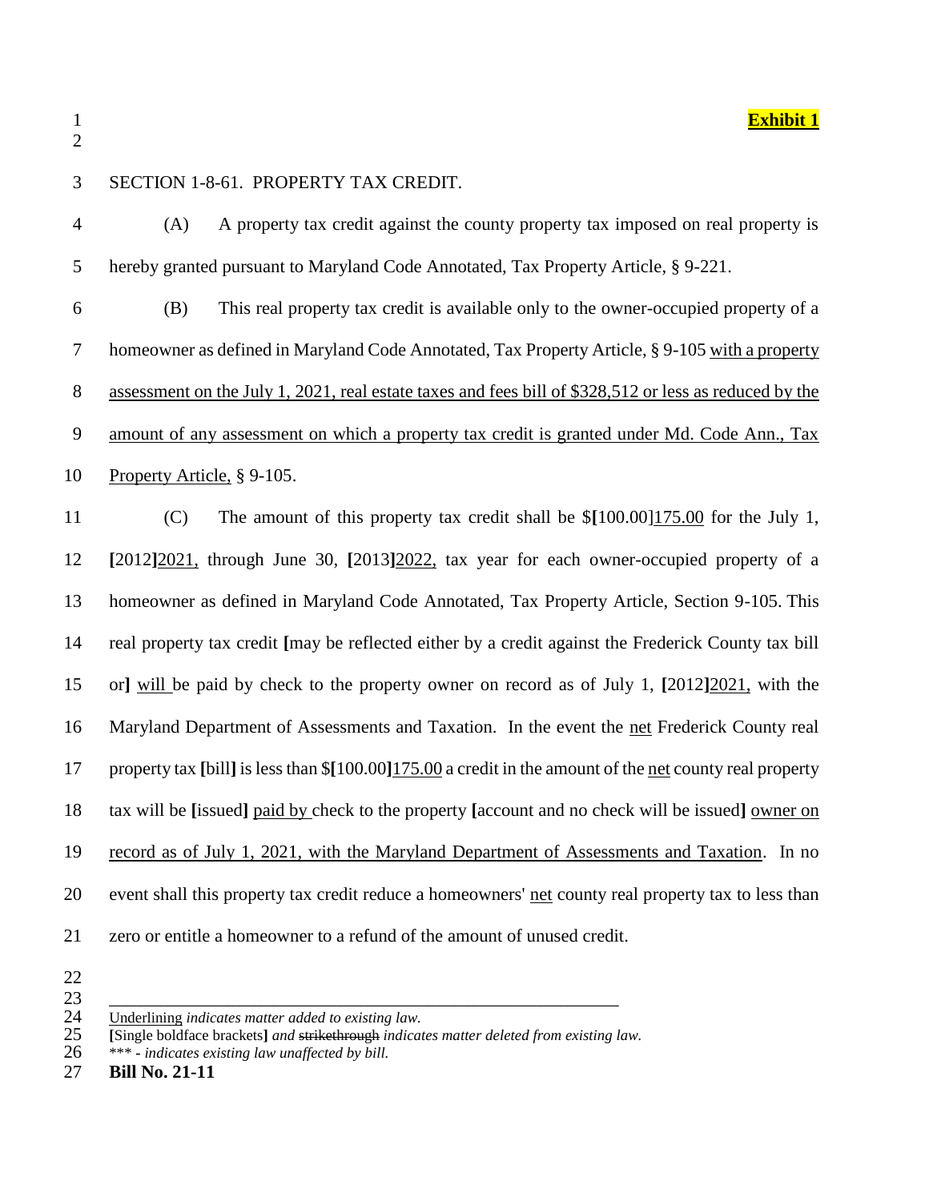**Exhibit 1**

SECTION 1-8-61. PROPERTY TAX CREDIT.

(A) A property tax credit against the county property tax imposed on real property is hereby granted pursuant to Maryland Code Annotated, Tax Property Article, § 9-221.

(B) This real property tax credit is available only to the owner-occupied property of a homeowner as defined in Maryland Code Annotated, Tax Property Article, § 9-105 <u>with a property assessment on the July 1, 2021, real estate taxes and fees bill of $328,512 or less as reduced by the amount of any assessment on which a property tax credit is granted under Md. Code Ann., Tax Property Article,</u> § 9-105.

(C) The amount of this property tax credit shall be $**[**100.00**]**<u>175.00</u> for the July 1, **[**2012**]**<u>2021,</u> through June 30, **[**2013**]**<u>2022,</u> tax year for each owner-occupied property of a homeowner as defined in Maryland Code Annotated, Tax Property Article, Section 9-105. This real property tax credit **[**may be reflected either by a credit against the Frederick County tax bill or**]** <u>will</u> be paid by check to the property owner on record as of July 1, **[**2012**]**<u>2021,</u> with the Maryland Department of Assessments and Taxation. In the event the <u>net</u> Frederick County real property tax **[**bill**]** is less than $**[**100.00**]**<u>175.00</u> a credit in the amount of the <u>net</u> county real property tax will be **[**issued**]** <u>paid by</u> check to the property **[**account and no check will be issued**]** <u>owner on record as of July 1, 2021, with the Maryland Department of Assessments and Taxation</u>. In no event shall this property tax credit reduce a homeowners' <u>net</u> county real property tax to less than zero or entitle a homeowner to a refund of the amount of unused credit.

---

<u>Underlining</u> *indicates matter added to existing law.*
**[**Single boldface brackets**]** *and* ~~strikethrough~~ *indicates matter deleted from existing law.*
\*\*\* - *indicates existing law unaffected by bill.*
**Bill No. 21-11**